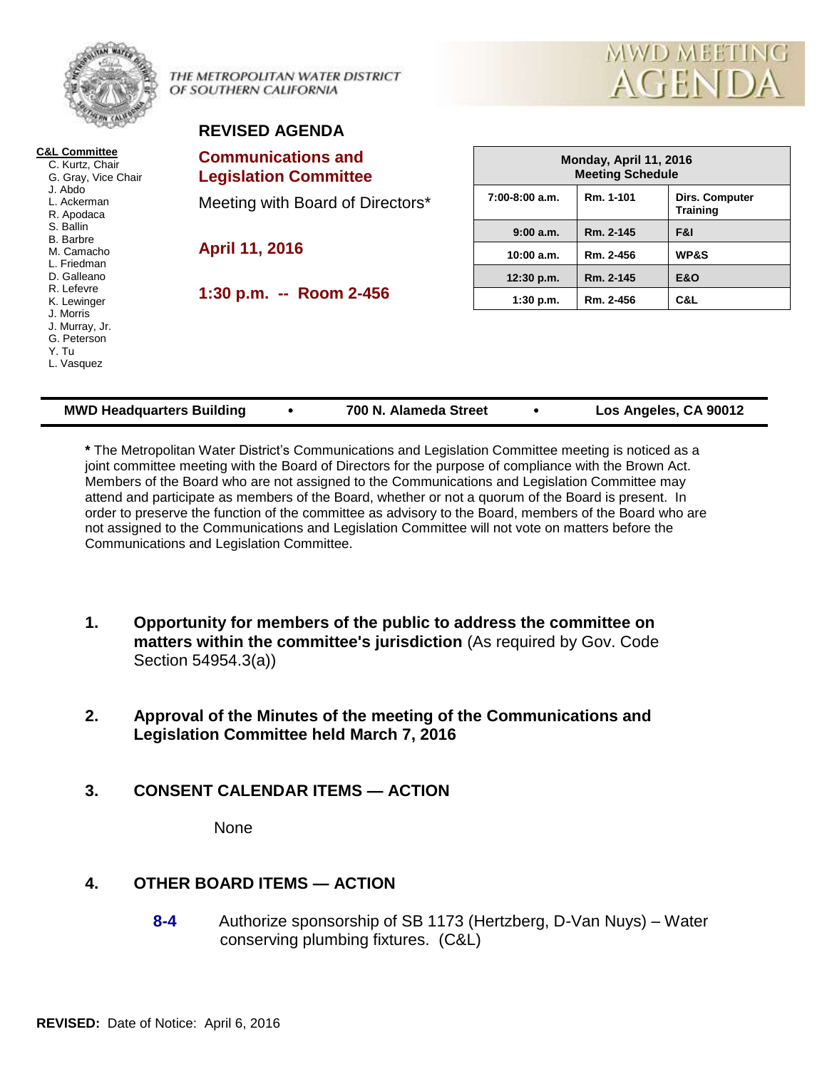THE METROPOLITAN WATER DISTRICT OF SOUTHERN CALIFORNIA

MWD MEETING AGENDA

# REVISED AGENDA

**C&L Committee**
- C. Kurtz, Chair
- G. Gray, Vice Chair
- J. Abdo
- L. Ackerman
- R. Apodaca
- S. Ballin
- B. Barbre
- M. Camacho
- L. Friedman
- D. Galleano
- R. Lefevre
- K. Lewinger
- J. Morris
- J. Murray, Jr.
- G. Peterson
- Y. Tu
- L. Vasquez

## Communications and Legislation Committee

Meeting with Board of Directors*

**April 11, 2016**

**1:30 p.m. -- Room 2-456**

| Monday, April 11, 2016 Meeting Schedule | | |
|---|---|---|
| 7:00-8:00 a.m. | Rm. 1-101 | Dirs. Computer Training |
| 9:00 a.m. | Rm. 2-145 | F&I |
| 10:00 a.m. | Rm. 2-456 | WP&S |
| 12:30 p.m. | Rm. 2-145 | E&O |
| 1:30 p.m. | Rm. 2-456 | C&L |

**MWD Headquarters Building • 700 N. Alameda Street • Los Angeles, CA 90012**

**\*** The Metropolitan Water District's Communications and Legislation Committee meeting is noticed as a joint committee meeting with the Board of Directors for the purpose of compliance with the Brown Act. Members of the Board who are not assigned to the Communications and Legislation Committee may attend and participate as members of the Board, whether or not a quorum of the Board is present. In order to preserve the function of the committee as advisory to the Board, members of the Board who are not assigned to the Communications and Legislation Committee will not vote on matters before the Communications and Legislation Committee.

1. **Opportunity for members of the public to address the committee on matters within the committee's jurisdiction** (As required by Gov. Code Section 54954.3(a))

2. **Approval of the Minutes of the meeting of the Communications and Legislation Committee held March 7, 2016**

3. **CONSENT CALENDAR ITEMS — ACTION**

   None

4. **OTHER BOARD ITEMS — ACTION**

   **8-4** Authorize sponsorship of SB 1173 (Hertzberg, D-Van Nuys) – Water conserving plumbing fixtures. (C&L)

**REVISED:** Date of Notice: April 6, 2016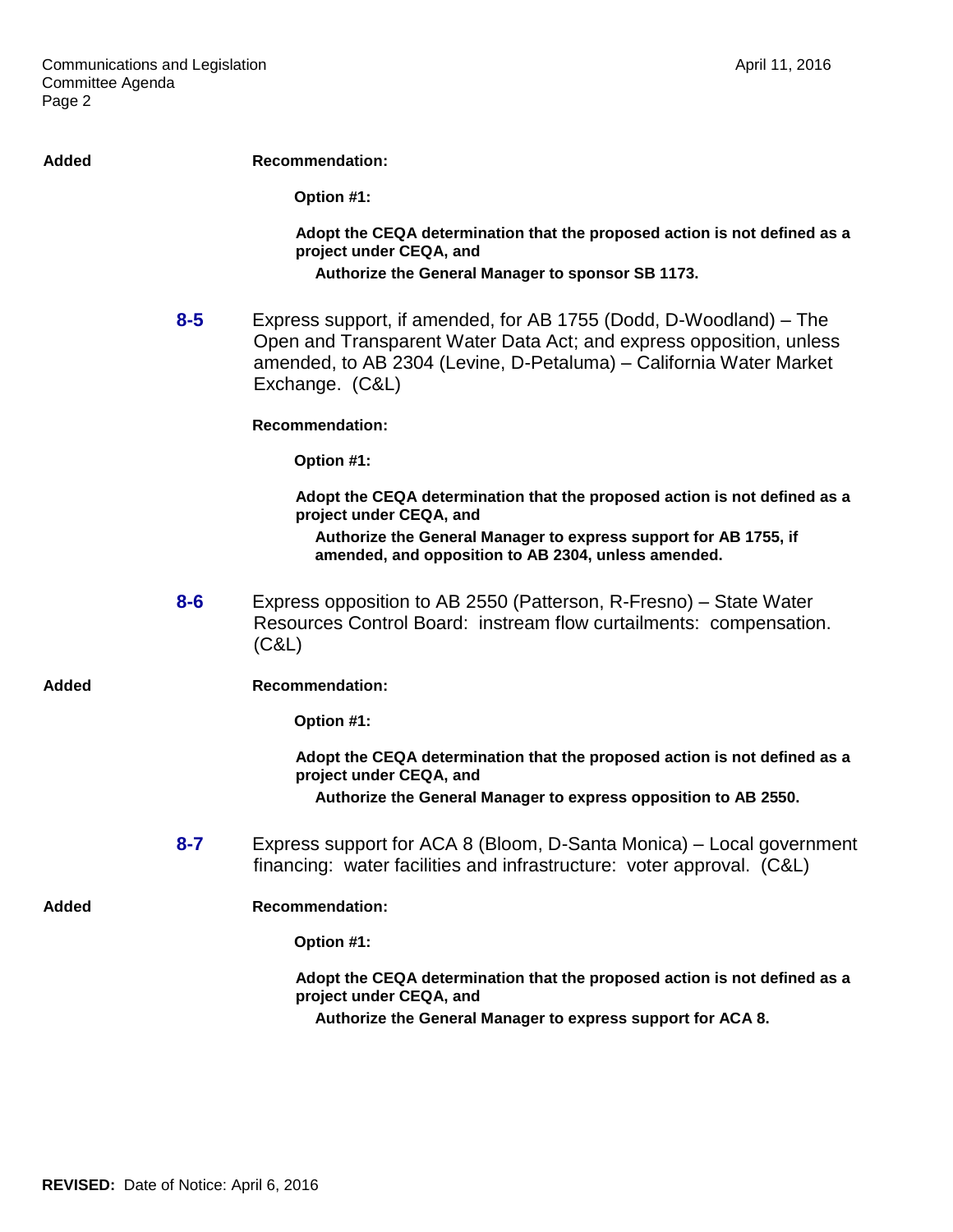Added **Recommendation:**

**Option #1:**

**Adopt the CEQA determination that the proposed action is not defined as a project under CEQA, and**

**Authorize the General Manager to sponsor SB 1173.**

**8-5** Express support, if amended, for AB 1755 (Dodd, D-Woodland) – The Open and Transparent Water Data Act; and express opposition, unless amended, to AB 2304 (Levine, D-Petaluma) – California Water Market Exchange. (C&L)

**Recommendation:**

**Option #1:**

**Adopt the CEQA determination that the proposed action is not defined as a project under CEQA, and**

**Authorize the General Manager to express support for AB 1755, if amended, and opposition to AB 2304, unless amended.**

**8-6** Express opposition to AB 2550 (Patterson, R-Fresno) – State Water Resources Control Board: instream flow curtailments: compensation. (C&L)

Added **Recommendation:**

**Option #1:**

**Adopt the CEQA determination that the proposed action is not defined as a project under CEQA, and**

**Authorize the General Manager to express opposition to AB 2550.**

**8-7** Express support for ACA 8 (Bloom, D-Santa Monica) – Local government financing: water facilities and infrastructure: voter approval. (C&L)

Added **Recommendation:**

**Option #1:**

**Adopt the CEQA determination that the proposed action is not defined as a project under CEQA, and**

**Authorize the General Manager to express support for ACA 8.**

**REVISED:** Date of Notice: April 6, 2016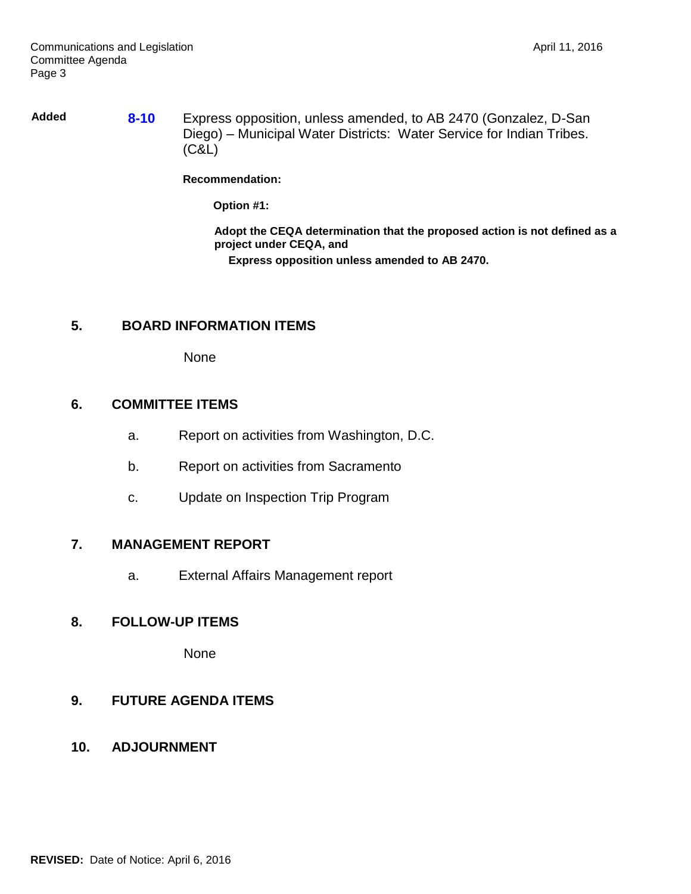Added **8-10** Express opposition, unless amended, to AB 2470 (Gonzalez, D-San Diego) – Municipal Water Districts: Water Service for Indian Tribes. (C&L)

**Recommendation:**

**Option #1:**

**Adopt the CEQA determination that the proposed action is not defined as a project under CEQA, and**

**Express opposition unless amended to AB 2470.**

## 5. BOARD INFORMATION ITEMS

None

## 6. COMMITTEE ITEMS

a. Report on activities from Washington, D.C.

b. Report on activities from Sacramento

c. Update on Inspection Trip Program

## 7. MANAGEMENT REPORT

a. External Affairs Management report

## 8. FOLLOW-UP ITEMS

None

## 9. FUTURE AGENDA ITEMS

## 10. ADJOURNMENT

**REVISED:** Date of Notice: April 6, 2016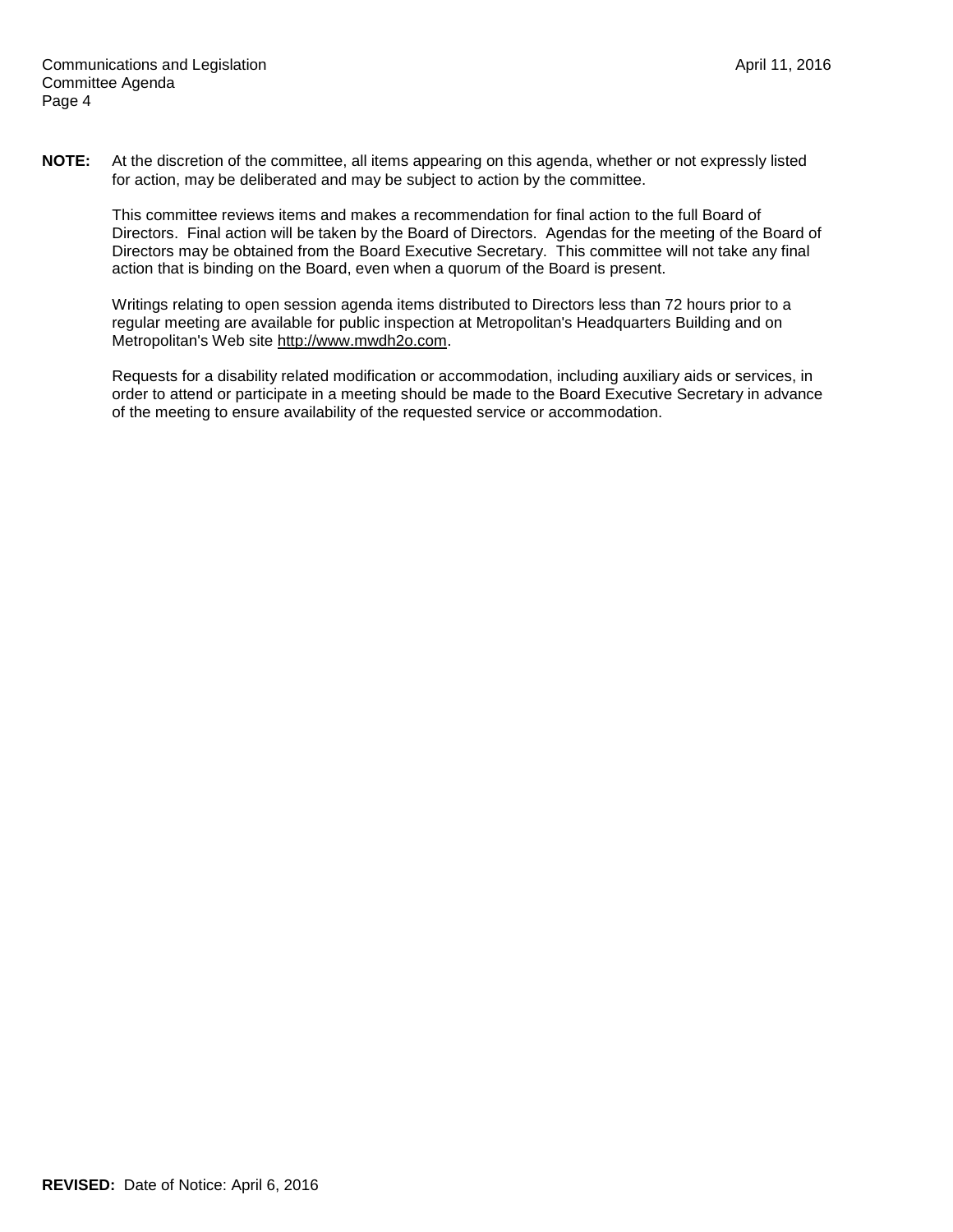**NOTE:** At the discretion of the committee, all items appearing on this agenda, whether or not expressly listed for action, may be deliberated and may be subject to action by the committee.

This committee reviews items and makes a recommendation for final action to the full Board of Directors. Final action will be taken by the Board of Directors. Agendas for the meeting of the Board of Directors may be obtained from the Board Executive Secretary. This committee will not take any final action that is binding on the Board, even when a quorum of the Board is present.

Writings relating to open session agenda items distributed to Directors less than 72 hours prior to a regular meeting are available for public inspection at Metropolitan's Headquarters Building and on Metropolitan's Web site http://www.mwdh2o.com.

Requests for a disability related modification or accommodation, including auxiliary aids or services, in order to attend or participate in a meeting should be made to the Board Executive Secretary in advance of the meeting to ensure availability of the requested service or accommodation.

**REVISED:** Date of Notice: April 6, 2016